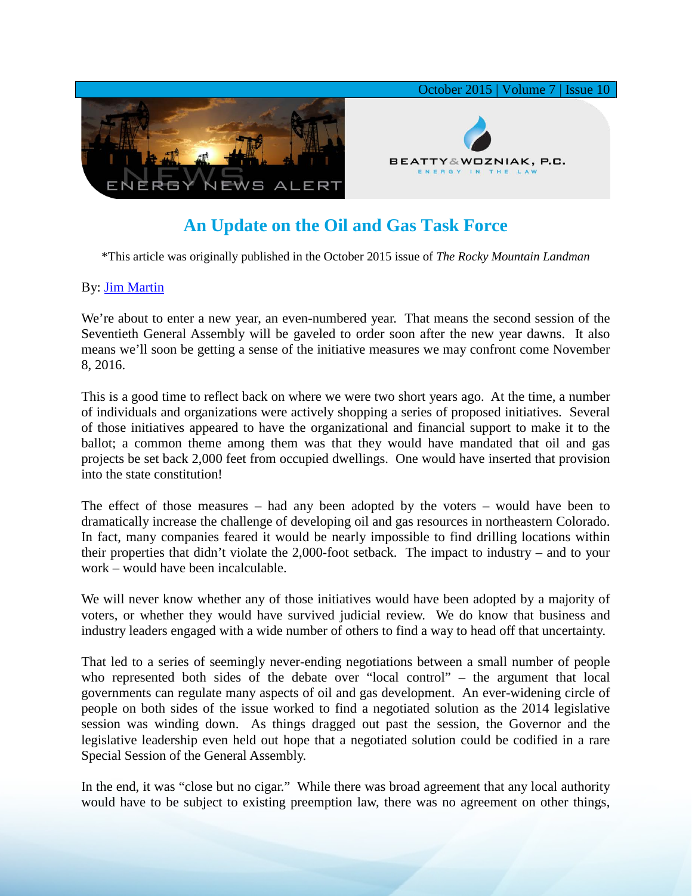October 2015 | Volume 7 | Issue 10

ENERGY NEWS ALERT

BEATTY & WOZNIAK, P.C.
ENERGY IN THE LAW

# An Update on the Oil and Gas Task Force

*This article was originally published in the October 2015 issue of *The Rocky Mountain Landman*

By: Jim Martin

We're about to enter a new year, an even-numbered year. That means the second session of the Seventieth General Assembly will be gaveled to order soon after the new year dawns. It also means we'll soon be getting a sense of the initiative measures we may confront come November 8, 2016.

This is a good time to reflect back on where we were two short years ago. At the time, a number of individuals and organizations were actively shopping a series of proposed initiatives. Several of those initiatives appeared to have the organizational and financial support to make it to the ballot; a common theme among them was that they would have mandated that oil and gas projects be set back 2,000 feet from occupied dwellings. One would have inserted that provision into the state constitution!

The effect of those measures – had any been adopted by the voters – would have been to dramatically increase the challenge of developing oil and gas resources in northeastern Colorado. In fact, many companies feared it would be nearly impossible to find drilling locations within their properties that didn't violate the 2,000-foot setback. The impact to industry – and to your work – would have been incalculable.

We will never know whether any of those initiatives would have been adopted by a majority of voters, or whether they would have survived judicial review. We do know that business and industry leaders engaged with a wide number of others to find a way to head off that uncertainty.

That led to a series of seemingly never-ending negotiations between a small number of people who represented both sides of the debate over "local control" – the argument that local governments can regulate many aspects of oil and gas development. An ever-widening circle of people on both sides of the issue worked to find a negotiated solution as the 2014 legislative session was winding down. As things dragged out past the session, the Governor and the legislative leadership even held out hope that a negotiated solution could be codified in a rare Special Session of the General Assembly.

In the end, it was "close but no cigar." While there was broad agreement that any local authority would have to be subject to existing preemption law, there was no agreement on other things,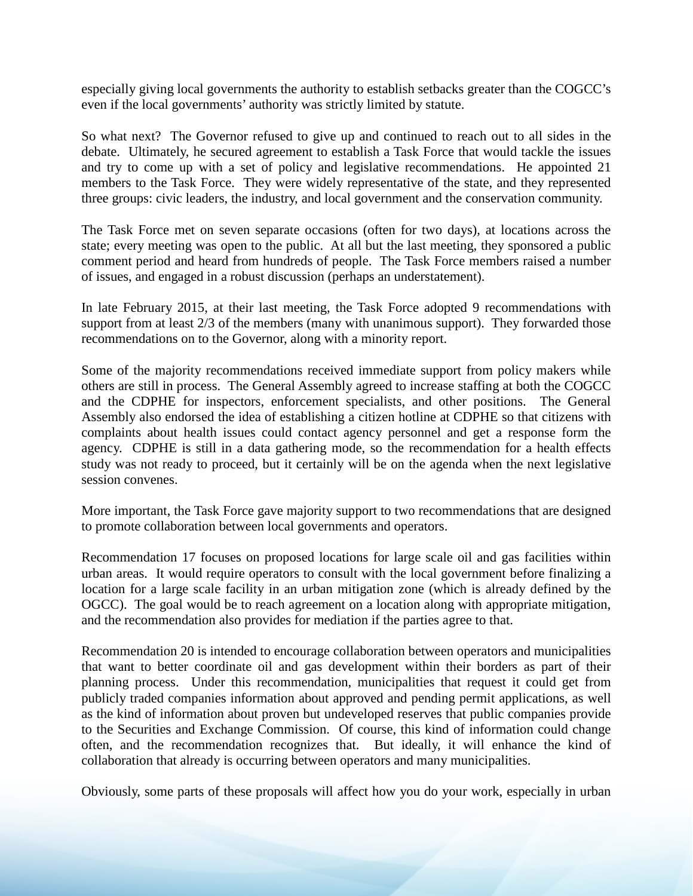especially giving local governments the authority to establish setbacks greater than the COGCC's even if the local governments' authority was strictly limited by statute.

So what next? The Governor refused to give up and continued to reach out to all sides in the debate. Ultimately, he secured agreement to establish a Task Force that would tackle the issues and try to come up with a set of policy and legislative recommendations. He appointed 21 members to the Task Force. They were widely representative of the state, and they represented three groups: civic leaders, the industry, and local government and the conservation community.

The Task Force met on seven separate occasions (often for two days), at locations across the state; every meeting was open to the public. At all but the last meeting, they sponsored a public comment period and heard from hundreds of people. The Task Force members raised a number of issues, and engaged in a robust discussion (perhaps an understatement).

In late February 2015, at their last meeting, the Task Force adopted 9 recommendations with support from at least 2/3 of the members (many with unanimous support). They forwarded those recommendations on to the Governor, along with a minority report.

Some of the majority recommendations received immediate support from policy makers while others are still in process. The General Assembly agreed to increase staffing at both the COGCC and the CDPHE for inspectors, enforcement specialists, and other positions. The General Assembly also endorsed the idea of establishing a citizen hotline at CDPHE so that citizens with complaints about health issues could contact agency personnel and get a response form the agency. CDPHE is still in a data gathering mode, so the recommendation for a health effects study was not ready to proceed, but it certainly will be on the agenda when the next legislative session convenes.

More important, the Task Force gave majority support to two recommendations that are designed to promote collaboration between local governments and operators.

Recommendation 17 focuses on proposed locations for large scale oil and gas facilities within urban areas. It would require operators to consult with the local government before finalizing a location for a large scale facility in an urban mitigation zone (which is already defined by the OGCC). The goal would be to reach agreement on a location along with appropriate mitigation, and the recommendation also provides for mediation if the parties agree to that.

Recommendation 20 is intended to encourage collaboration between operators and municipalities that want to better coordinate oil and gas development within their borders as part of their planning process. Under this recommendation, municipalities that request it could get from publicly traded companies information about approved and pending permit applications, as well as the kind of information about proven but undeveloped reserves that public companies provide to the Securities and Exchange Commission. Of course, this kind of information could change often, and the recommendation recognizes that. But ideally, it will enhance the kind of collaboration that already is occurring between operators and many municipalities.

Obviously, some parts of these proposals will affect how you do your work, especially in urban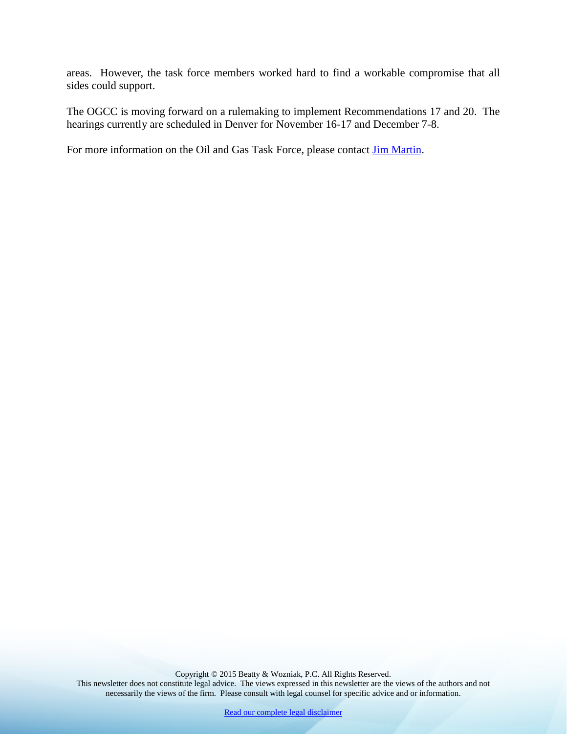areas. However, the task force members worked hard to find a workable compromise that all sides could support.

The OGCC is moving forward on a rulemaking to implement Recommendations 17 and 20. The hearings currently are scheduled in Denver for November 16-17 and December 7-8.

For more information on the Oil and Gas Task Force, please contact [Jim Martin](#).

Copyright © 2015 Beatty & Wozniak, P.C. All Rights Reserved.
This newsletter does not constitute legal advice. The views expressed in this newsletter are the views of the authors and not necessarily the views of the firm. Please consult with legal counsel for specific advice and or information.

[Read our complete legal disclaimer](#)